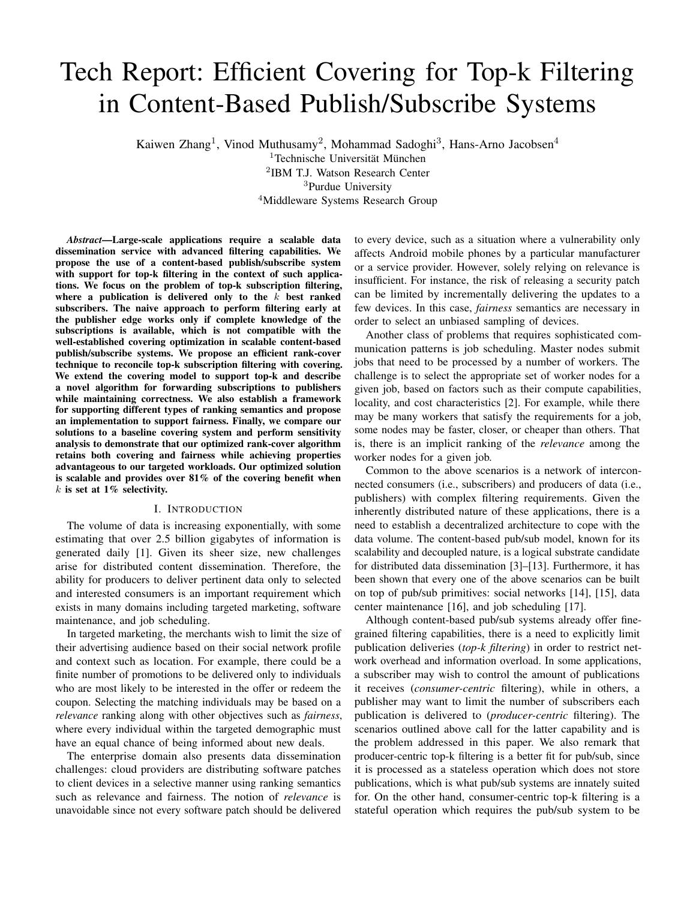# Tech Report: Efficient Covering for Top-k Filtering in Content-Based Publish/Subscribe Systems

Kaiwen Zhang[1], Vinod Muthusamy[2], Mohammad Sadoghi[3], Hans-Arno Jacobsen[4]

[1]Technische Universität München
[2]IBM T.J. Watson Research Center
[3]Purdue University
[4]Middleware Systems Research Group

***Abstract*—Large-scale applications require a scalable data dissemination service with advanced filtering capabilities. We propose the use of a content-based publish/subscribe system with support for top-k filtering in the context of such applications. We focus on the problem of top-k subscription filtering, where a publication is delivered only to the $k$ best ranked subscribers. The naive approach to perform filtering early at the publisher edge works only if complete knowledge of the subscriptions is available, which is not compatible with the well-established covering optimization in scalable content-based publish/subscribe systems. We propose an efficient rank-cover technique to reconcile top-k subscription filtering with covering. We extend the covering model to support top-k and describe a novel algorithm for forwarding subscriptions to publishers while maintaining correctness. We also establish a framework for supporting different types of ranking semantics and propose an implementation to support fairness. Finally, we compare our solutions to a baseline covering system and perform sensitivity analysis to demonstrate that our optimized rank-cover algorithm retains both covering and fairness while achieving properties advantageous to our targeted workloads. Our optimized solution is scalable and provides over 81% of the covering benefit when $k$ is set at 1% selectivity.**

## I. Introduction

The volume of data is increasing exponentially, with some estimating that over 2.5 billion gigabytes of information is generated daily [1]. Given its sheer size, new challenges arise for distributed content dissemination. Therefore, the ability for producers to deliver pertinent data only to selected and interested consumers is an important requirement which exists in many domains including targeted marketing, software maintenance, and job scheduling.

In targeted marketing, the merchants wish to limit the size of their advertising audience based on their social network profile and context such as location. For example, there could be a finite number of promotions to be delivered only to individuals who are most likely to be interested in the offer or redeem the coupon. Selecting the matching individuals may be based on a *relevance* ranking along with other objectives such as *fairness*, where every individual within the targeted demographic must have an equal chance of being informed about new deals.

The enterprise domain also presents data dissemination challenges: cloud providers are distributing software patches to client devices in a selective manner using ranking semantics such as relevance and fairness. The notion of *relevance* is unavoidable since not every software patch should be delivered to every device, such as a situation where a vulnerability only affects Android mobile phones by a particular manufacturer or a service provider. However, solely relying on relevance is insufficient. For instance, the risk of releasing a security patch can be limited by incrementally delivering the updates to a few devices. In this case, *fairness* semantics are necessary in order to select an unbiased sampling of devices.

Another class of problems that requires sophisticated communication patterns is job scheduling. Master nodes submit jobs that need to be processed by a number of workers. The challenge is to select the appropriate set of worker nodes for a given job, based on factors such as their compute capabilities, locality, and cost characteristics [2]. For example, while there may be many workers that satisfy the requirements for a job, some nodes may be faster, closer, or cheaper than others. That is, there is an implicit ranking of the *relevance* among the worker nodes for a given job.

Common to the above scenarios is a network of interconnected consumers (i.e., subscribers) and producers of data (i.e., publishers) with complex filtering requirements. Given the inherently distributed nature of these applications, there is a need to establish a decentralized architecture to cope with the data volume. The content-based pub/sub model, known for its scalability and decoupled nature, is a logical substrate candidate for distributed data dissemination [3]–[13]. Furthermore, it has been shown that every one of the above scenarios can be built on top of pub/sub primitives: social networks [14], [15], data center maintenance [16], and job scheduling [17].

Although content-based pub/sub systems already offer fine-grained filtering capabilities, there is a need to explicitly limit publication deliveries (*top-k filtering*) in order to restrict network overhead and information overload. In some applications, a subscriber may wish to control the amount of publications it receives (*consumer-centric* filtering), while in others, a publisher may want to limit the number of subscribers each publication is delivered to (*producer-centric* filtering). The scenarios outlined above call for the latter capability and is the problem addressed in this paper. We also remark that producer-centric top-k filtering is a better fit for pub/sub, since it is processed as a stateless operation which does not store publications, which is what pub/sub systems are innately suited for. On the other hand, consumer-centric top-k filtering is a stateful operation which requires the pub/sub system to be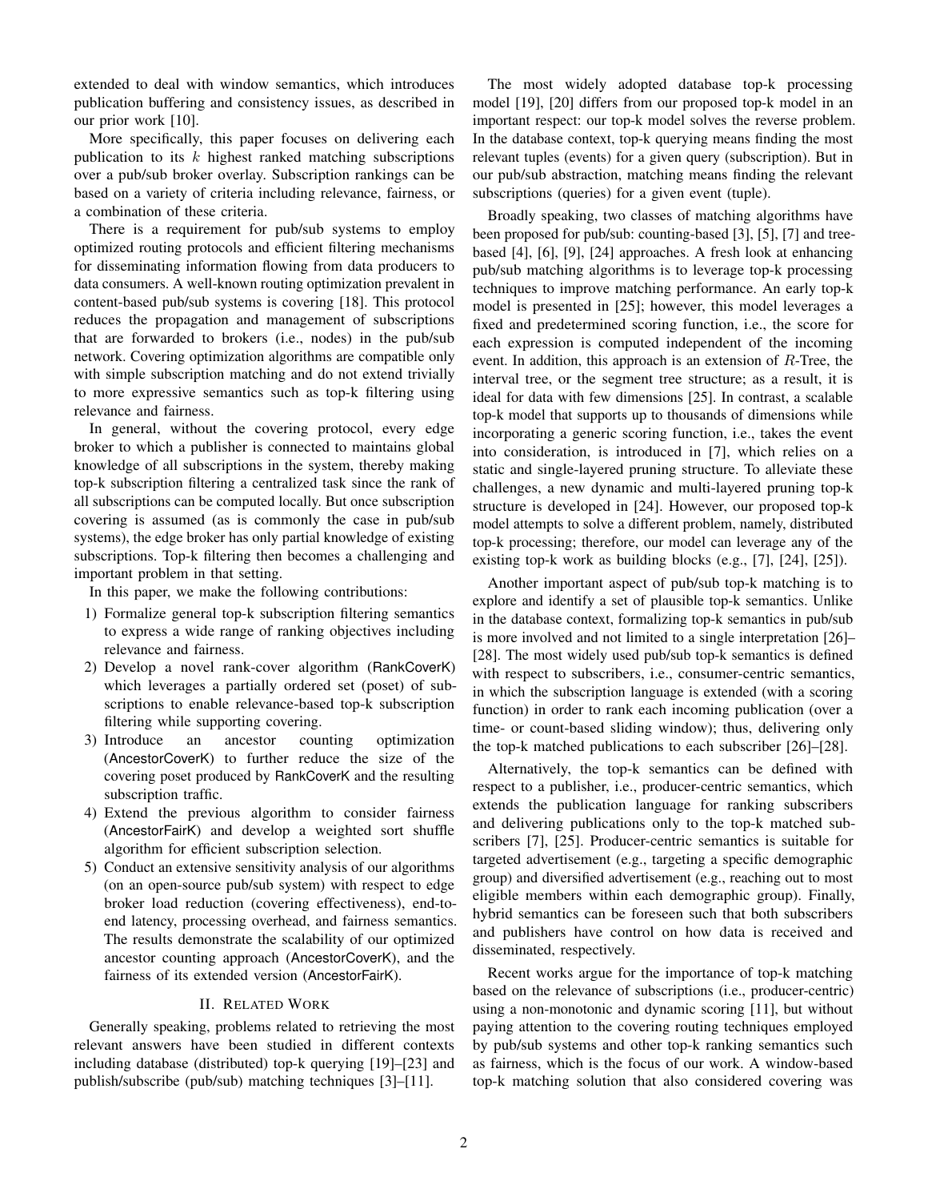extended to deal with window semantics, which introduces publication buffering and consistency issues, as described in our prior work [10].

More specifically, this paper focuses on delivering each publication to its $k$ highest ranked matching subscriptions over a pub/sub broker overlay. Subscription rankings can be based on a variety of criteria including relevance, fairness, or a combination of these criteria.

There is a requirement for pub/sub systems to employ optimized routing protocols and efficient filtering mechanisms for disseminating information flowing from data producers to data consumers. A well-known routing optimization prevalent in content-based pub/sub systems is covering [18]. This protocol reduces the propagation and management of subscriptions that are forwarded to brokers (i.e., nodes) in the pub/sub network. Covering optimization algorithms are compatible only with simple subscription matching and do not extend trivially to more expressive semantics such as top-k filtering using relevance and fairness.

In general, without the covering protocol, every edge broker to which a publisher is connected to maintains global knowledge of all subscriptions in the system, thereby making top-k subscription filtering a centralized task since the rank of all subscriptions can be computed locally. But once subscription covering is assumed (as is commonly the case in pub/sub systems), the edge broker has only partial knowledge of existing subscriptions. Top-k filtering then becomes a challenging and important problem in that setting.

In this paper, we make the following contributions:

1) Formalize general top-k subscription filtering semantics to express a wide range of ranking objectives including relevance and fairness.
2) Develop a novel rank-cover algorithm (RankCoverK) which leverages a partially ordered set (poset) of subscriptions to enable relevance-based top-k subscription filtering while supporting covering.
3) Introduce an ancestor counting optimization (AncestorCoverK) to further reduce the size of the covering poset produced by RankCoverK and the resulting subscription traffic.
4) Extend the previous algorithm to consider fairness (AncestorFairK) and develop a weighted sort shuffle algorithm for efficient subscription selection.
5) Conduct an extensive sensitivity analysis of our algorithms (on an open-source pub/sub system) with respect to edge broker load reduction (covering effectiveness), end-to-end latency, processing overhead, and fairness semantics. The results demonstrate the scalability of our optimized ancestor counting approach (AncestorCoverK), and the fairness of its extended version (AncestorFairK).

## II. Related Work

Generally speaking, problems related to retrieving the most relevant answers have been studied in different contexts including database (distributed) top-k querying [19]–[23] and publish/subscribe (pub/sub) matching techniques [3]–[11].

The most widely adopted database top-k processing model [19], [20] differs from our proposed top-k model in an important respect: our top-k model solves the reverse problem. In the database context, top-k querying means finding the most relevant tuples (events) for a given query (subscription). But in our pub/sub abstraction, matching means finding the relevant subscriptions (queries) for a given event (tuple).

Broadly speaking, two classes of matching algorithms have been proposed for pub/sub: counting-based [3], [5], [7] and tree-based [4], [6], [9], [24] approaches. A fresh look at enhancing pub/sub matching algorithms is to leverage top-k processing techniques to improve matching performance. An early top-k model is presented in [25]; however, this model leverages a fixed and predetermined scoring function, i.e., the score for each expression is computed independent of the incoming event. In addition, this approach is an extension of $R$-Tree, the interval tree, or the segment tree structure; as a result, it is ideal for data with few dimensions [25]. In contrast, a scalable top-k model that supports up to thousands of dimensions while incorporating a generic scoring function, i.e., takes the event into consideration, is introduced in [7], which relies on a static and single-layered pruning structure. To alleviate these challenges, a new dynamic and multi-layered pruning top-k structure is developed in [24]. However, our proposed top-k model attempts to solve a different problem, namely, distributed top-k processing; therefore, our model can leverage any of the existing top-k work as building blocks (e.g., [7], [24], [25]).

Another important aspect of pub/sub top-k matching is to explore and identify a set of plausible top-k semantics. Unlike in the database context, formalizing top-k semantics in pub/sub is more involved and not limited to a single interpretation [26]–[28]. The most widely used pub/sub top-k semantics is defined with respect to subscribers, i.e., consumer-centric semantics, in which the subscription language is extended (with a scoring function) in order to rank each incoming publication (over a time- or count-based sliding window); thus, delivering only the top-k matched publications to each subscriber [26]–[28].

Alternatively, the top-k semantics can be defined with respect to a publisher, i.e., producer-centric semantics, which extends the publication language for ranking subscribers and delivering publications only to the top-k matched subscribers [7], [25]. Producer-centric semantics is suitable for targeted advertisement (e.g., targeting a specific demographic group) and diversified advertisement (e.g., reaching out to most eligible members within each demographic group). Finally, hybrid semantics can be foreseen such that both subscribers and publishers have control on how data is received and disseminated, respectively.

Recent works argue for the importance of top-k matching based on the relevance of subscriptions (i.e., producer-centric) using a non-monotonic and dynamic scoring [11], but without paying attention to the covering routing techniques employed by pub/sub systems and other top-k ranking semantics such as fairness, which is the focus of our work. A window-based top-k matching solution that also considered covering was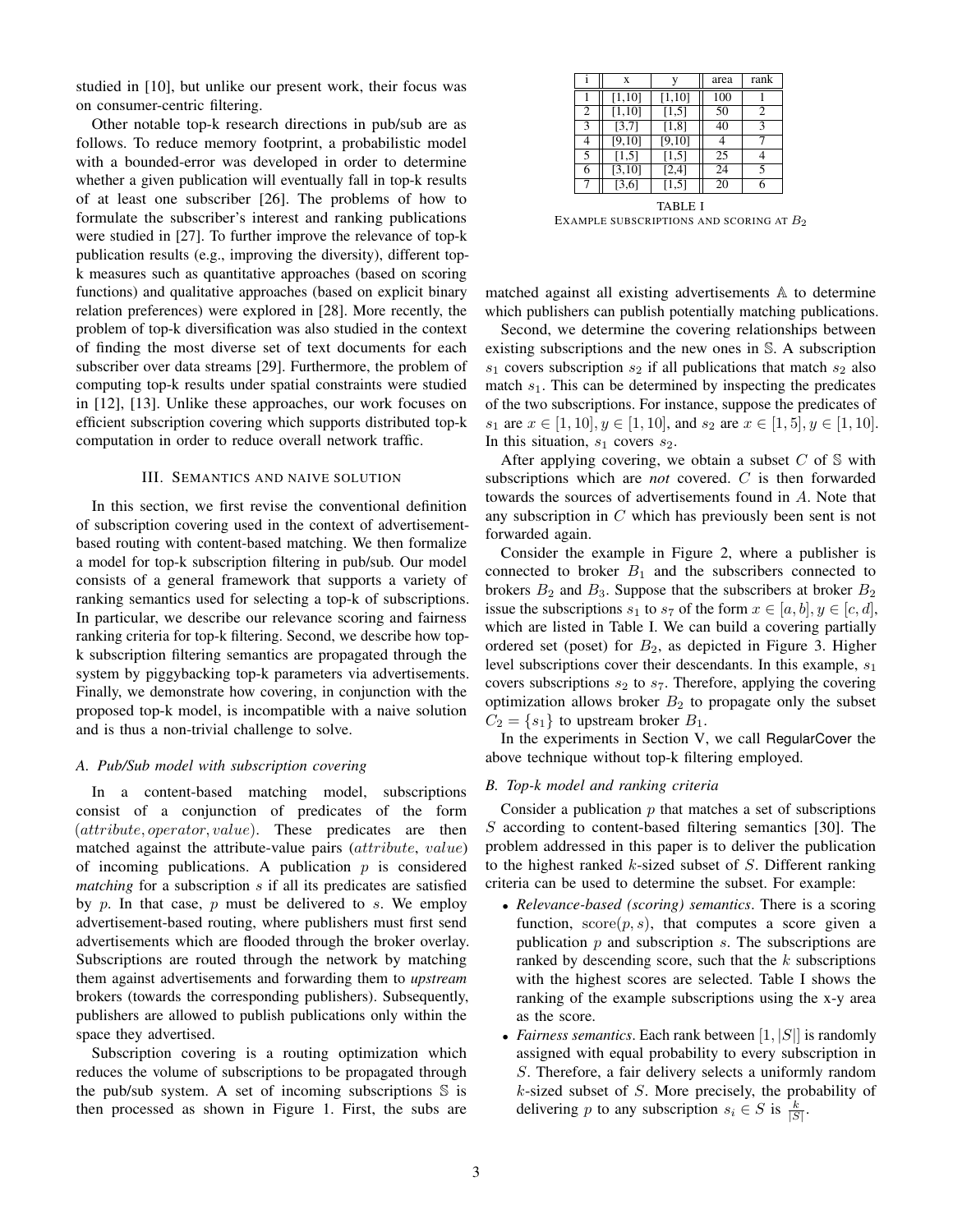studied in [10], but unlike our present work, their focus was on consumer-centric filtering.

Other notable top-k research directions in pub/sub are as follows. To reduce memory footprint, a probabilistic model with a bounded-error was developed in order to determine whether a given publication will eventually fall in top-k results of at least one subscriber [26]. The problems of how to formulate the subscriber's interest and ranking publications were studied in [27]. To further improve the relevance of top-k publication results (e.g., improving the diversity), different top-k measures such as quantitative approaches (based on scoring functions) and qualitative approaches (based on explicit binary relation preferences) were explored in [28]. More recently, the problem of top-k diversification was also studied in the context of finding the most diverse set of text documents for each subscriber over data streams [29]. Furthermore, the problem of computing top-k results under spatial constraints were studied in [12], [13]. Unlike these approaches, our work focuses on efficient subscription covering which supports distributed top-k computation in order to reduce overall network traffic.

## III. Semantics and naive solution

In this section, we first revise the conventional definition of subscription covering used in the context of advertisement-based routing with content-based matching. We then formalize a model for top-k subscription filtering in pub/sub. Our model consists of a general framework that supports a variety of ranking semantics used for selecting a top-k of subscriptions. In particular, we describe our relevance scoring and fairness ranking criteria for top-k filtering. Second, we describe how top-k subscription filtering semantics are propagated through the system by piggybacking top-k parameters via advertisements. Finally, we demonstrate how covering, in conjunction with the proposed top-k model, is incompatible with a naive solution and is thus a non-trivial challenge to solve.

### A. Pub/Sub model with subscription covering

In a content-based matching model, subscriptions consist of a conjunction of predicates of the form $(attribute, operator, value)$. These predicates are then matched against the attribute-value pairs ($attribute$, $value$) of incoming publications. A publication $p$ is considered *matching* for a subscription $s$ if all its predicates are satisfied by $p$. In that case, $p$ must be delivered to $s$. We employ advertisement-based routing, where publishers must first send advertisements which are flooded through the broker overlay. Subscriptions are routed through the network by matching them against advertisements and forwarding them to *upstream* brokers (towards the corresponding publishers). Subsequently, publishers are allowed to publish publications only within the space they advertised.

Subscription covering is a routing optimization which reduces the volume of subscriptions to be propagated through the pub/sub system. A set of incoming subscriptions $\mathbb{S}$ is then processed as shown in Figure 1. First, the subs are matched against all existing advertisements $\mathbb{A}$ to determine which publishers can publish potentially matching publications.

| i | x | y | area | rank |
|---|---|---|---|---|
| 1 | [1,10] | [1,10] | 100 | 1 |
| 2 | [1,10] | [1,5] | 50 | 2 |
| 3 | [3,7] | [1,8] | 40 | 3 |
| 4 | [9,10] | [9,10] | 4 | 7 |
| 5 | [1,5] | [1,5] | 25 | 4 |
| 6 | [3,10] | [2,4] | 24 | 5 |
| 7 | [3,6] | [1,5] | 20 | 6 |

TABLE I
Example subscriptions and scoring at $B_2$

Second, we determine the covering relationships between existing subscriptions and the new ones in $\mathbb{S}$. A subscription $s_1$ covers subscription $s_2$ if all publications that match $s_2$ also match $s_1$. This can be determined by inspecting the predicates of the two subscriptions. For instance, suppose the predicates of $s_1$ are $x \in [1, 10], y \in [1, 10]$, and $s_2$ are $x \in [1, 5], y \in [1, 10]$. In this situation, $s_1$ covers $s_2$.

After applying covering, we obtain a subset $C$ of $\mathbb{S}$ with subscriptions which are *not* covered. $C$ is then forwarded towards the sources of advertisements found in $A$. Note that any subscription in $C$ which has previously been sent is not forwarded again.

Consider the example in Figure 2, where a publisher is connected to broker $B_1$ and the subscribers connected to brokers $B_2$ and $B_3$. Suppose that the subscribers at broker $B_2$ issue the subscriptions $s_1$ to $s_7$ of the form $x \in [a, b], y \in [c, d]$, which are listed in Table I. We can build a covering partially ordered set (poset) for $B_2$, as depicted in Figure 3. Higher level subscriptions cover their descendants. In this example, $s_1$ covers subscriptions $s_2$ to $s_7$. Therefore, applying the covering optimization allows broker $B_2$ to propagate only the subset $C_2 = \{s_1\}$ to upstream broker $B_1$.

In the experiments in Section V, we call RegularCover the above technique without top-k filtering employed.

### B. Top-k model and ranking criteria

Consider a publication $p$ that matches a set of subscriptions $S$ according to content-based filtering semantics [30]. The problem addressed in this paper is to deliver the publication to the highest ranked $k$-sized subset of $S$. Different ranking criteria can be used to determine the subset. For example:

- *Relevance-based (scoring) semantics*. There is a scoring function, $\mathrm{score}(p, s)$, that computes a score given a publication $p$ and subscription $s$. The subscriptions are ranked by descending score, such that the $k$ subscriptions with the highest scores are selected. Table I shows the ranking of the example subscriptions using the x-y area as the score.
- *Fairness semantics*. Each rank between $[1, |S|]$ is randomly assigned with equal probability to every subscription in $S$. Therefore, a fair delivery selects a uniformly random $k$-sized subset of $S$. More precisely, the probability of delivering $p$ to any subscription $s_i \in S$ is $\frac{k}{|S|}$.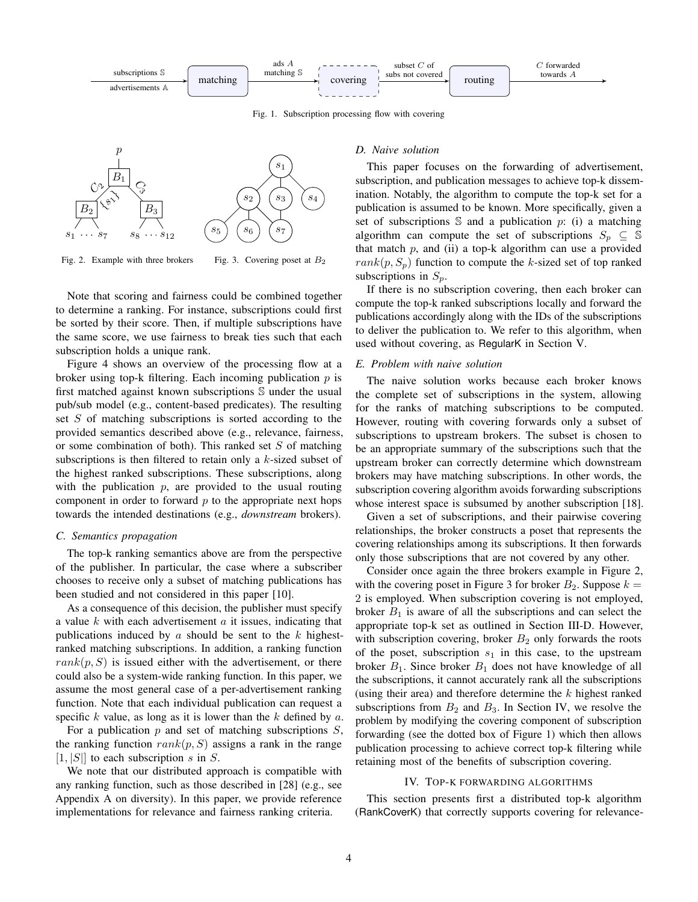Fig. 1. Subscription processing flow with covering

Fig. 2. Example with three brokers

Fig. 3. Covering poset at $B_2$

Note that scoring and fairness could be combined together to determine a ranking. For instance, subscriptions could first be sorted by their score. Then, if multiple subscriptions have the same score, we use fairness to break ties such that each subscription holds a unique rank.

Figure 4 shows an overview of the processing flow at a broker using top-k filtering. Each incoming publication $p$ is first matched against known subscriptions $\mathbb{S}$ under the usual pub/sub model (e.g., content-based predicates). The resulting set $S$ of matching subscriptions is sorted according to the provided semantics described above (e.g., relevance, fairness, or some combination of both). This ranked set $S$ of matching subscriptions is then filtered to retain only a $k$-sized subset of the highest ranked subscriptions. These subscriptions, along with the publication $p$, are provided to the usual routing component in order to forward $p$ to the appropriate next hops towards the intended destinations (e.g., *downstream* brokers).

### C. Semantics propagation

The top-k ranking semantics above are from the perspective of the publisher. In particular, the case where a subscriber chooses to receive only a subset of matching publications has been studied and not considered in this paper [10].

As a consequence of this decision, the publisher must specify a value $k$ with each advertisement $a$ it issues, indicating that publications induced by $a$ should be sent to the $k$ highest-ranked matching subscriptions. In addition, a ranking function $rank(p, S)$ is issued either with the advertisement, or there could also be a system-wide ranking function. In this paper, we assume the most general case of a per-advertisement ranking function. Note that each individual publication can request a specific $k$ value, as long as it is lower than the $k$ defined by $a$.

For a publication $p$ and set of matching subscriptions $S$, the ranking function $rank(p, S)$ assigns a rank in the range $[1, |S|]$ to each subscription $s$ in $S$.

We note that our distributed approach is compatible with any ranking function, such as those described in [28] (e.g., see Appendix A on diversity). In this paper, we provide reference implementations for relevance and fairness ranking criteria.

### D. Naive solution

This paper focuses on the forwarding of advertisement, subscription, and publication messages to achieve top-k dissemination. Notably, the algorithm to compute the top-k set for a publication is assumed to be known. More specifically, given a set of subscriptions $\mathbb{S}$ and a publication $p$: (i) a matching algorithm can compute the set of subscriptions $S_p \subseteq \mathbb{S}$ that match $p$, and (ii) a top-k algorithm can use a provided $rank(p, S_p)$ function to compute the $k$-sized set of top ranked subscriptions in $S_p$.

If there is no subscription covering, then each broker can compute the top-k ranked subscriptions locally and forward the publications accordingly along with the IDs of the subscriptions to deliver the publication to. We refer to this algorithm, when used without covering, as RegularK in Section V.

### E. Problem with naive solution

The naive solution works because each broker knows the complete set of subscriptions in the system, allowing for the ranks of matching subscriptions to be computed. However, routing with covering forwards only a subset of subscriptions to upstream brokers. The subset is chosen to be an appropriate summary of the subscriptions such that the upstream broker can correctly determine which downstream brokers may have matching subscriptions. In other words, the subscription covering algorithm avoids forwarding subscriptions whose interest space is subsumed by another subscription [18].

Given a set of subscriptions, and their pairwise covering relationships, the broker constructs a poset that represents the covering relationships among its subscriptions. It then forwards only those subscriptions that are not covered by any other.

Consider once again the three brokers example in Figure 2, with the covering poset in Figure 3 for broker $B_2$. Suppose $k = 2$ is employed. When subscription covering is not employed, broker $B_1$ is aware of all the subscriptions and can select the appropriate top-k set as outlined in Section III-D. However, with subscription covering, broker $B_2$ only forwards the roots of the poset, subscription $s_1$ in this case, to the upstream broker $B_1$. Since broker $B_1$ does not have knowledge of all the subscriptions, it cannot accurately rank all the subscriptions (using their area) and therefore determine the $k$ highest ranked subscriptions from $B_2$ and $B_3$. In Section IV, we resolve the problem by modifying the covering component of subscription forwarding (see the dotted box of Figure 1) which then allows publication processing to achieve correct top-k filtering while retaining most of the benefits of subscription covering.

## IV. Top-k forwarding algorithms

This section presents first a distributed top-k algorithm (RankCoverK) that correctly supports covering for relevance-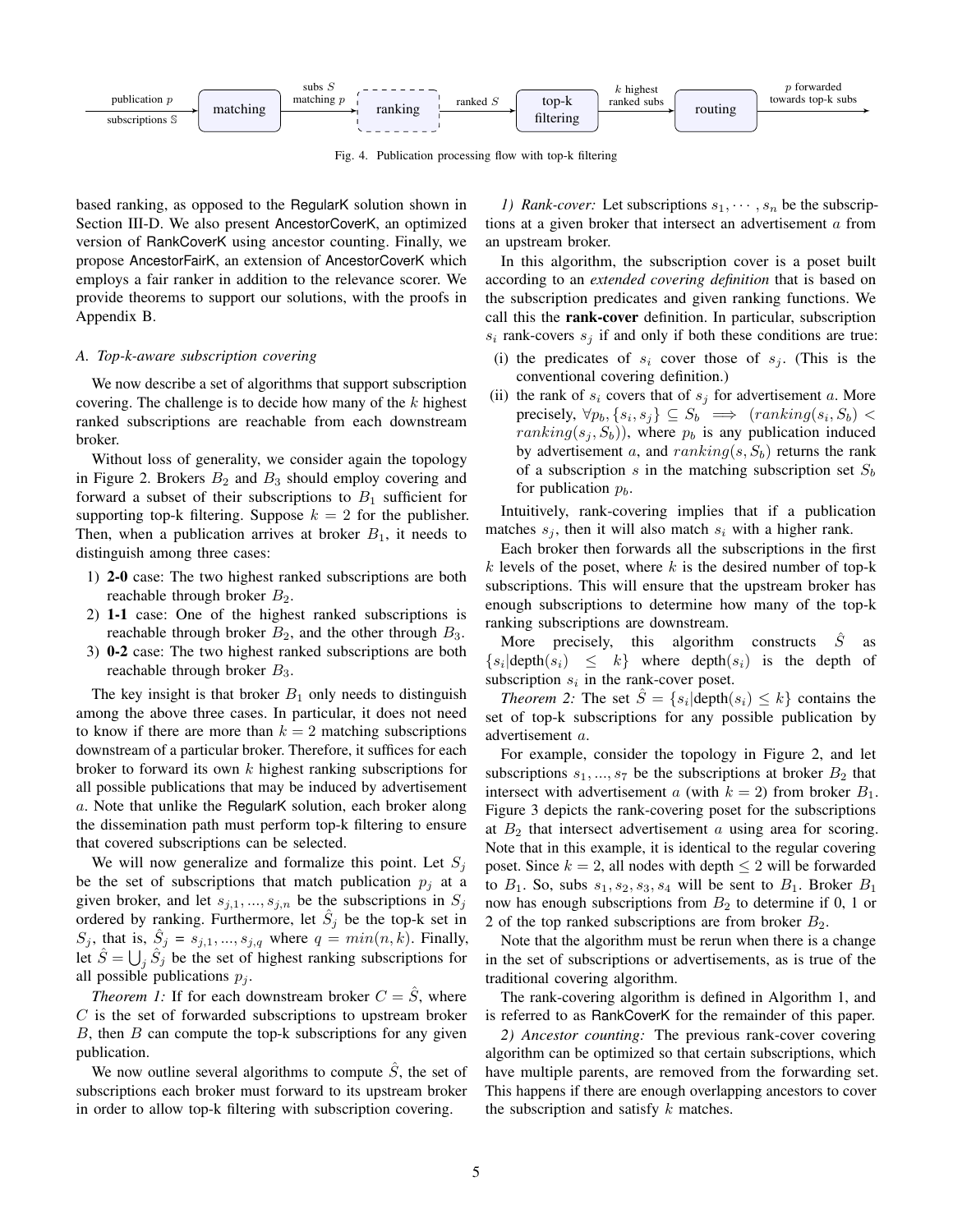publication $p$ → matching → subs $S$ matching $p$ → ranking → ranked $S$ → top-k filtering → $k$ highest ranked subs → routing → $p$ forwarded towards top-k subs

subscriptions $\mathbb{S}$

Fig. 4. Publication processing flow with top-k filtering

based ranking, as opposed to the RegularK solution shown in Section III-D. We also present AncestorCoverK, an optimized version of RankCoverK using ancestor counting. Finally, we propose AncestorFairK, an extension of AncestorCoverK which employs a fair ranker in addition to the relevance scorer. We provide theorems to support our solutions, with the proofs in Appendix B.

### A. Top-k-aware subscription covering

We now describe a set of algorithms that support subscription covering. The challenge is to decide how many of the $k$ highest ranked subscriptions are reachable from each downstream broker.

Without loss of generality, we consider again the topology in Figure 2. Brokers $B_2$ and $B_3$ should employ covering and forward a subset of their subscriptions to $B_1$ sufficient for supporting top-k filtering. Suppose $k = 2$ for the publisher. Then, when a publication arrives at broker $B_1$, it needs to distinguish among three cases:

1) **2-0** case: The two highest ranked subscriptions are both reachable through broker $B_2$.
2) **1-1** case: One of the highest ranked subscriptions is reachable through broker $B_2$, and the other through $B_3$.
3) **0-2** case: The two highest ranked subscriptions are both reachable through broker $B_3$.

The key insight is that broker $B_1$ only needs to distinguish among the above three cases. In particular, it does not need to know if there are more than $k = 2$ matching subscriptions downstream of a particular broker. Therefore, it suffices for each broker to forward its own $k$ highest ranking subscriptions for all possible publications that may be induced by advertisement $a$. Note that unlike the RegularK solution, each broker along the dissemination path must perform top-k filtering to ensure that covered subscriptions can be selected.

We will now generalize and formalize this point. Let $S_j$ be the set of subscriptions that match publication $p_j$ at a given broker, and let $s_{j,1}, ..., s_{j,n}$ be the subscriptions in $S_j$ ordered by ranking. Furthermore, let $\hat{S}_j$ be the top-k set in $S_j$, that is, $\hat{S}_j = s_{j,1}, ..., s_{j,q}$ where $q = min(n, k)$. Finally, let $\hat{S} = \bigcup_j \hat{S}_j$ be the set of highest ranking subscriptions for all possible publications $p_j$.

*Theorem 1:* If for each downstream broker $C = \hat{S}$, where $C$ is the set of forwarded subscriptions to upstream broker $B$, then $B$ can compute the top-k subscriptions for any given publication.

We now outline several algorithms to compute $\hat{S}$, the set of subscriptions each broker must forward to its upstream broker in order to allow top-k filtering with subscription covering.

*1) Rank-cover:* Let subscriptions $s_1, \cdots, s_n$ be the subscriptions at a given broker that intersect an advertisement $a$ from an upstream broker.

In this algorithm, the subscription cover is a poset built according to an *extended covering definition* that is based on the subscription predicates and given ranking functions. We call this the **rank-cover** definition. In particular, subscription $s_i$ rank-covers $s_j$ if and only if both these conditions are true:

(i) the predicates of $s_i$ cover those of $s_j$. (This is the conventional covering definition.)
(ii) the rank of $s_i$ covers that of $s_j$ for advertisement $a$. More precisely, $\forall p_b, \{s_i, s_j\} \subseteq S_b \implies (ranking(s_i, S_b) < ranking(s_j, S_b))$, where $p_b$ is any publication induced by advertisement $a$, and $ranking(s, S_b)$ returns the rank of a subscription $s$ in the matching subscription set $S_b$ for publication $p_b$.

Intuitively, rank-covering implies that if a publication matches $s_j$, then it will also match $s_i$ with a higher rank.

Each broker then forwards all the subscriptions in the first $k$ levels of the poset, where $k$ is the desired number of top-k subscriptions. This will ensure that the upstream broker has enough subscriptions to determine how many of the top-k ranking subscriptions are downstream.

More precisely, this algorithm constructs $\hat{S}$ as $\{s_i|\text{depth}(s_i) \leq k\}$ where $\text{depth}(s_i)$ is the depth of subscription $s_i$ in the rank-cover poset.

*Theorem 2:* The set $\hat{S} = \{s_i|\text{depth}(s_i) \leq k\}$ contains the set of top-k subscriptions for any possible publication by advertisement $a$.

For example, consider the topology in Figure 2, and let subscriptions $s_1, ..., s_7$ be the subscriptions at broker $B_2$ that intersect with advertisement $a$ (with $k = 2$) from broker $B_1$. Figure 3 depicts the rank-covering poset for the subscriptions at $B_2$ that intersect advertisement $a$ using area for scoring. Note that in this example, it is identical to the regular covering poset. Since $k = 2$, all nodes with depth $\leq 2$ will be forwarded to $B_1$. So, subs $s_1, s_2, s_3, s_4$ will be sent to $B_1$. Broker $B_1$ now has enough subscriptions from $B_2$ to determine if 0, 1 or 2 of the top ranked subscriptions are from broker $B_2$.

Note that the algorithm must be rerun when there is a change in the set of subscriptions or advertisements, as is true of the traditional covering algorithm.

The rank-covering algorithm is defined in Algorithm 1, and is referred to as RankCoverK for the remainder of this paper.

*2) Ancestor counting:* The previous rank-cover covering algorithm can be optimized so that certain subscriptions, which have multiple parents, are removed from the forwarding set. This happens if there are enough overlapping ancestors to cover the subscription and satisfy $k$ matches.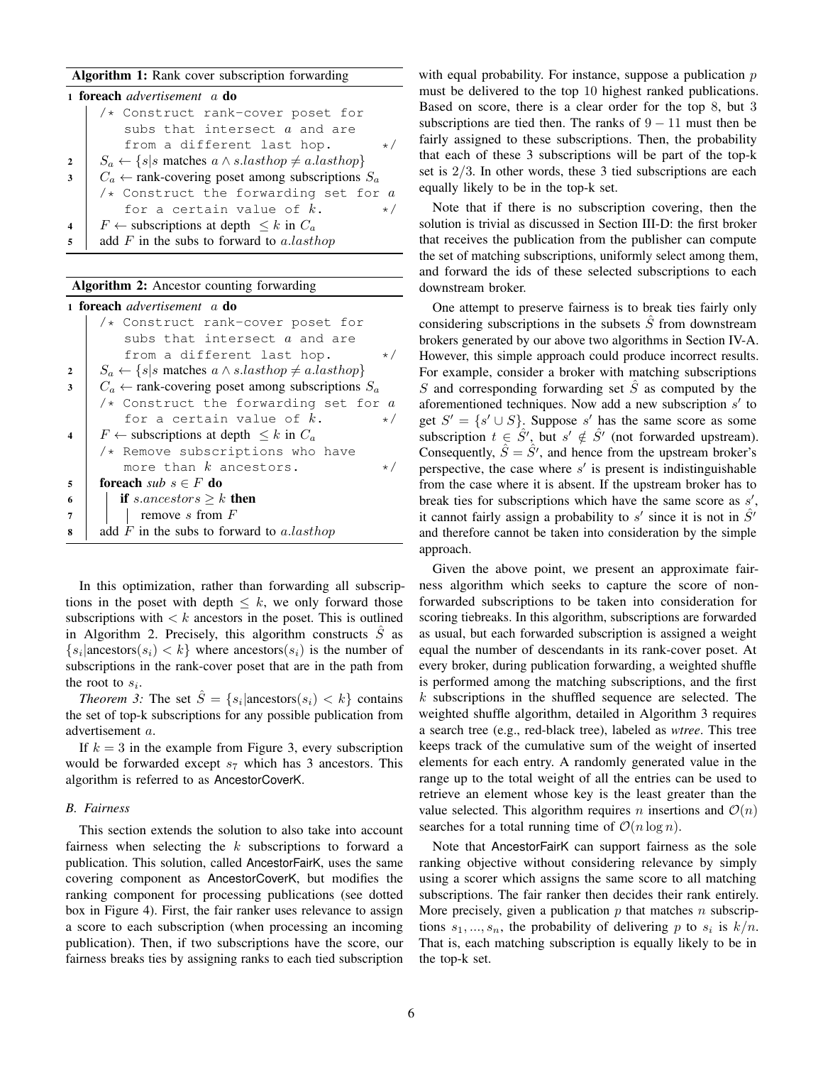**Algorithm 1:** Rank cover subscription forwarding

```
1 foreach advertisement a do
      /* Construct rank-cover poset for
         subs that intersect a and are
         from a different last hop.          */
2     S_a ← {s | s matches a ∧ s.lasthop ≠ a.lasthop}
3     C_a ← rank-covering poset among subscriptions S_a
      /* Construct the forwarding set for a
         for a certain value of k.           */
4     F ← subscriptions at depth ≤ k in C_a
5     add F in the subs to forward to a.lasthop
```

**Algorithm 2:** Ancestor counting forwarding

```
1 foreach advertisement a do
      /* Construct rank-cover poset for
         subs that intersect a and are
         from a different last hop.          */
2     S_a ← {s | s matches a ∧ s.lasthop ≠ a.lasthop}
3     C_a ← rank-covering poset among subscriptions S_a
      /* Construct the forwarding set for a
         for a certain value of k.           */
4     F ← subscriptions at depth ≤ k in C_a
      /* Remove subscriptions who have
         more than k ancestors.              */
5     foreach sub s ∈ F do
6         if s.ancestors ≥ k then
7             remove s from F
8     add F in the subs to forward to a.lasthop
```

In this optimization, rather than forwarding all subscriptions in the poset with depth $\leq k$, we only forward those subscriptions with $< k$ ancestors in the poset. This is outlined in Algorithm 2. Precisely, this algorithm constructs $\hat{S}$ as $\{s_i | \text{ancestors}(s_i) < k\}$ where ancestors$(s_i)$ is the number of subscriptions in the rank-cover poset that are in the path from the root to $s_i$.

*Theorem 3:* The set $\hat{S} = \{s_i | \text{ancestors}(s_i) < k\}$ contains the set of top-k subscriptions for any possible publication from advertisement $a$.

If $k = 3$ in the example from Figure 3, every subscription would be forwarded except $s_7$ which has 3 ancestors. This algorithm is referred to as AncestorCoverK.

### B. Fairness

This section extends the solution to also take into account fairness when selecting the $k$ subscriptions to forward a publication. This solution, called AncestorFairK, uses the same covering component as AncestorCoverK, but modifies the ranking component for processing publications (see dotted box in Figure 4). First, the fair ranker uses relevance to assign a score to each subscription (when processing an incoming publication). Then, if two subscriptions have the score, our fairness breaks ties by assigning ranks to each tied subscription with equal probability. For instance, suppose a publication $p$ must be delivered to the top 10 highest ranked publications. Based on score, there is a clear order for the top 8, but 3 subscriptions are tied then. The ranks of $9-11$ must then be fairly assigned to these subscriptions. Then, the probability that each of these 3 subscriptions will be part of the top-k set is $2/3$. In other words, these 3 tied subscriptions are each equally likely to be in the top-k set.

Note that if there is no subscription covering, then the solution is trivial as discussed in Section III-D: the first broker that receives the publication from the publisher can compute the set of matching subscriptions, uniformly select among them, and forward the ids of these selected subscriptions to each downstream broker.

One attempt to preserve fairness is to break ties fairly only considering subscriptions in the subsets $\hat{S}$ from downstream brokers generated by our above two algorithms in Section IV-A. However, this simple approach could produce incorrect results. For example, consider a broker with matching subscriptions $S$ and corresponding forwarding set $\hat{S}$ as computed by the aforementioned techniques. Now add a new subscription $s'$ to get $S' = \{s' \cup S\}$. Suppose $s'$ has the same score as some subscription $t \in \hat{S'}$, but $s' \notin \hat{S'}$ (not forwarded upstream). Consequently, $\hat{S} = \hat{S'}$, and hence from the upstream broker's perspective, the case where $s'$ is present is indistinguishable from the case where it is absent. If the upstream broker has to break ties for subscriptions which have the same score as $s'$, it cannot fairly assign a probability to $s'$ since it is not in $\hat{S'}$ and therefore cannot be taken into consideration by the simple approach.

Given the above point, we present an approximate fairness algorithm which seeks to capture the score of non-forwarded subscriptions to be taken into consideration for scoring tiebreaks. In this algorithm, subscriptions are forwarded as usual, but each forwarded subscription is assigned a weight equal the number of descendants in its rank-cover poset. At every broker, during publication forwarding, a weighted shuffle is performed among the matching subscriptions, and the first $k$ subscriptions in the shuffled sequence are selected. The weighted shuffle algorithm, detailed in Algorithm 3 requires a search tree (e.g., red-black tree), labeled as *wtree*. This tree keeps track of the cumulative sum of the weight of inserted elements for each entry. A randomly generated value in the range up to the total weight of all the entries can be used to retrieve an element whose key is the least greater than the value selected. This algorithm requires $n$ insertions and $\mathcal{O}(n)$ searches for a total running time of $\mathcal{O}(n \log n)$.

Note that AncestorFairK can support fairness as the sole ranking objective without considering relevance by simply using a scorer which assigns the same score to all matching subscriptions. The fair ranker then decides their rank entirely. More precisely, given a publication $p$ that matches $n$ subscriptions $s_1, ..., s_n$, the probability of delivering $p$ to $s_i$ is $k/n$. That is, each matching subscription is equally likely to be in the top-k set.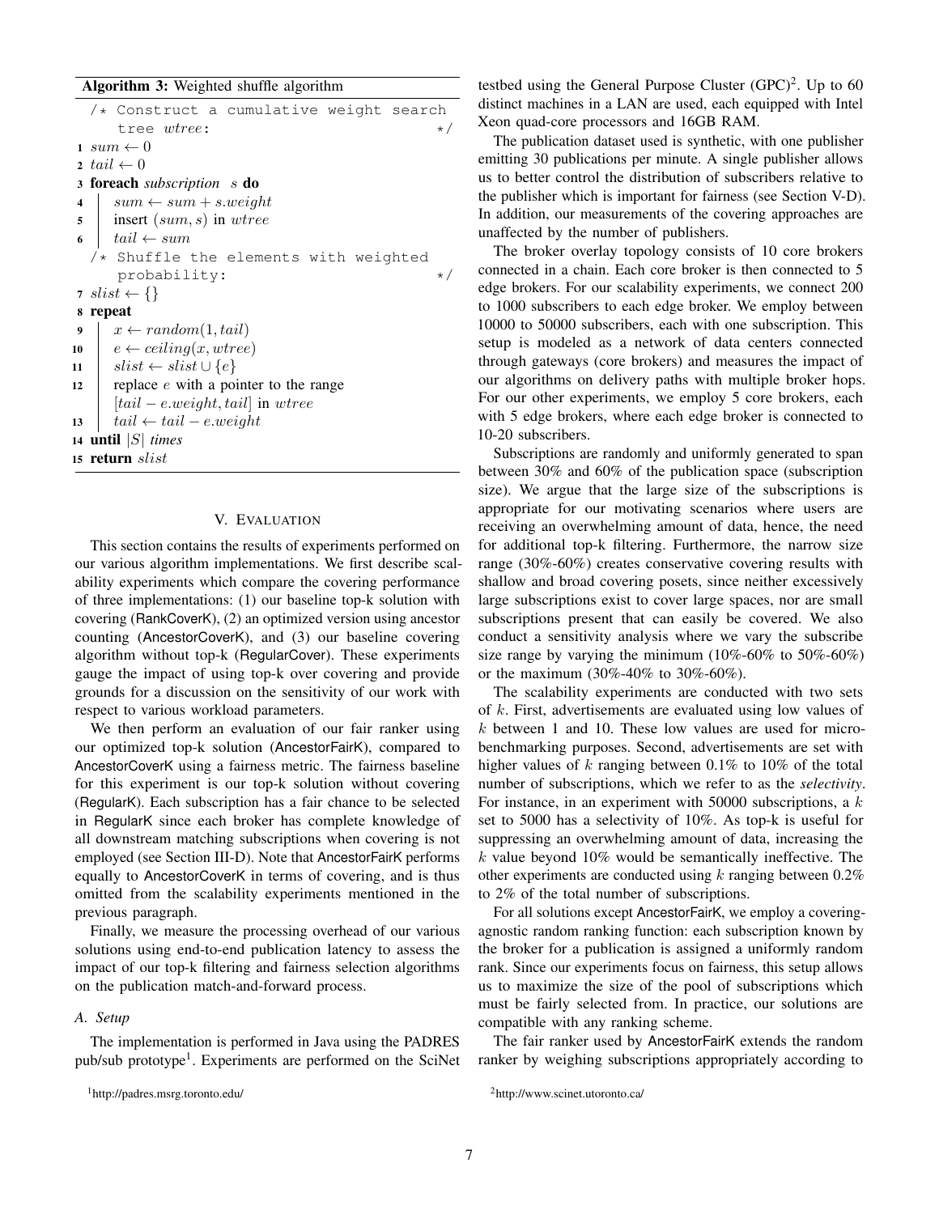**Algorithm 3:** Weighted shuffle algorithm

```
   /* Construct a cumulative weight search
      tree wtree:                              */
 1 sum ← 0
 2 tail ← 0
 3 foreach subscription s do
 4 |  sum ← sum + s.weight
 5 |  insert (sum, s) in wtree
 6 |  tail ← sum
   /* Shuffle the elements with weighted
      probability:                             */
 7 slist ← {}
 8 repeat
 9 |  x ← random(1, tail)
10 |  e ← ceiling(x, wtree)
11 |  slist ← slist ∪ {e}
12 |  replace e with a pointer to the range
   |  [tail − e.weight, tail] in wtree
13 |  tail ← tail − e.weight
14 until |S| times
15 return slist
```

## V. Evaluation

This section contains the results of experiments performed on our various algorithm implementations. We first describe scalability experiments which compare the covering performance of three implementations: (1) our baseline top-k solution with covering (RankCoverK), (2) an optimized version using ancestor counting (AncestorCoverK), and (3) our baseline covering algorithm without top-k (RegularCover). These experiments gauge the impact of using top-k over covering and provide grounds for a discussion on the sensitivity of our work with respect to various workload parameters.

We then perform an evaluation of our fair ranker using our optimized top-k solution (AncestorFairK), compared to AncestorCoverK using a fairness metric. The fairness baseline for this experiment is our top-k solution without covering (RegularK). Each subscription has a fair chance to be selected in RegularK since each broker has complete knowledge of all downstream matching subscriptions when covering is not employed (see Section III-D). Note that AncestorFairK performs equally to AncestorCoverK in terms of covering, and is thus omitted from the scalability experiments mentioned in the previous paragraph.

Finally, we measure the processing overhead of our various solutions using end-to-end publication latency to assess the impact of our top-k filtering and fairness selection algorithms on the publication match-and-forward process.

### A. Setup

The implementation is performed in Java using the PADRES pub/sub prototype[1]. Experiments are performed on the SciNet testbed using the General Purpose Cluster (GPC)[2]. Up to 60 distinct machines in a LAN are used, each equipped with Intel Xeon quad-core processors and 16GB RAM.

The publication dataset used is synthetic, with one publisher emitting 30 publications per minute. A single publisher allows us to better control the distribution of subscribers relative to the publisher which is important for fairness (see Section V-D). In addition, our measurements of the covering approaches are unaffected by the number of publishers.

The broker overlay topology consists of 10 core brokers connected in a chain. Each core broker is then connected to 5 edge brokers. For our scalability experiments, we connect 200 to 1000 subscribers to each edge broker. We employ between 10000 to 50000 subscribers, each with one subscription. This setup is modeled as a network of data centers connected through gateways (core brokers) and measures the impact of our algorithms on delivery paths with multiple broker hops. For our other experiments, we employ 5 core brokers, each with 5 edge brokers, where each edge broker is connected to 10-20 subscribers.

Subscriptions are randomly and uniformly generated to span between 30% and 60% of the publication space (subscription size). We argue that the large size of the subscriptions is appropriate for our motivating scenarios where users are receiving an overwhelming amount of data, hence, the need for additional top-k filtering. Furthermore, the narrow size range (30%-60%) creates conservative covering results with shallow and broad covering posets, since neither excessively large subscriptions exist to cover large spaces, nor are small subscriptions present that can easily be covered. We also conduct a sensitivity analysis where we vary the subscribe size range by varying the minimum (10%-60% to 50%-60%) or the maximum (30%-40% to 30%-60%).

The scalability experiments are conducted with two sets of $k$. First, advertisements are evaluated using low values of $k$ between 1 and 10. These low values are used for micro-benchmarking purposes. Second, advertisements are set with higher values of $k$ ranging between 0.1% to 10% of the total number of subscriptions, which we refer to as the *selectivity*. For instance, in an experiment with 50000 subscriptions, a $k$ set to 5000 has a selectivity of 10%. As top-k is useful for suppressing an overwhelming amount of data, increasing the $k$ value beyond 10% would be semantically ineffective. The other experiments are conducted using $k$ ranging between 0.2% to 2% of the total number of subscriptions.

For all solutions except AncestorFairK, we employ a covering-agnostic random ranking function: each subscription known by the broker for a publication is assigned a uniformly random rank. Since our experiments focus on fairness, this setup allows us to maximize the size of the pool of subscriptions which must be fairly selected from. In practice, our solutions are compatible with any ranking scheme.

The fair ranker used by AncestorFairK extends the random ranker by weighing subscriptions appropriately according to

[1] http://padres.msrg.toronto.edu/

[2] http://www.scinet.utoronto.ca/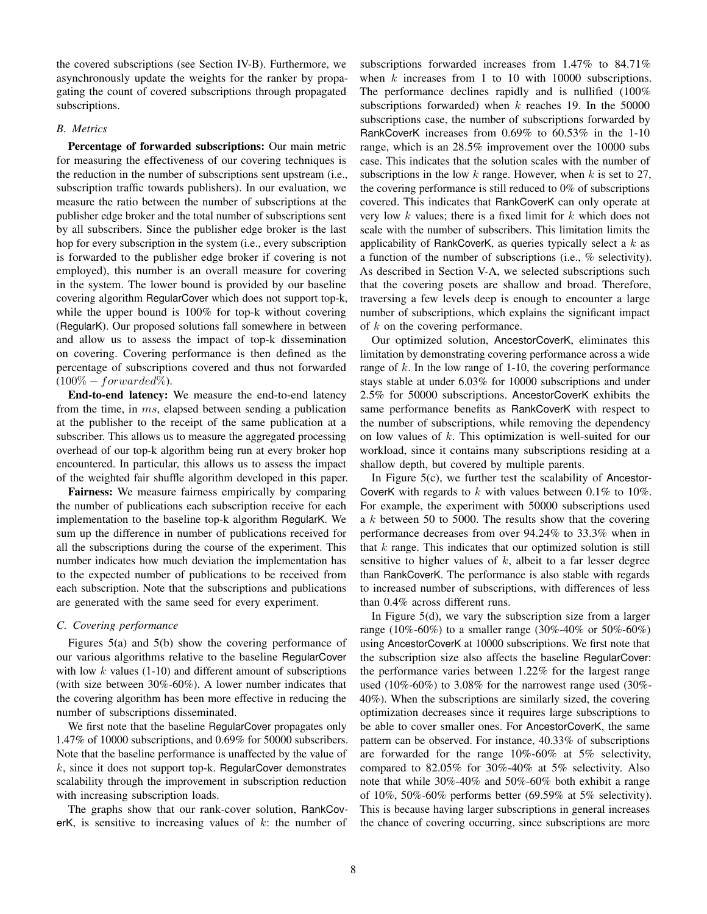the covered subscriptions (see Section IV-B). Furthermore, we asynchronously update the weights for the ranker by propagating the count of covered subscriptions through propagated subscriptions.

### B. Metrics

**Percentage of forwarded subscriptions:** Our main metric for measuring the effectiveness of our covering techniques is the reduction in the number of subscriptions sent upstream (i.e., subscription traffic towards publishers). In our evaluation, we measure the ratio between the number of subscriptions at the publisher edge broker and the total number of subscriptions sent by all subscribers. Since the publisher edge broker is the last hop for every subscription in the system (i.e., every subscription is forwarded to the publisher edge broker if covering is not employed), this number is an overall measure for covering in the system. The lower bound is provided by our baseline covering algorithm RegularCover which does not support top-k, while the upper bound is 100% for top-k without covering (RegularK). Our proposed solutions fall somewhere in between and allow us to assess the impact of top-k dissemination on covering. Covering performance is then defined as the percentage of subscriptions covered and thus not forwarded ($100\% - forwarded\%$).

**End-to-end latency:** We measure the end-to-end latency from the time, in $ms$, elapsed between sending a publication at the publisher to the receipt of the same publication at a subscriber. This allows us to measure the aggregated processing overhead of our top-k algorithm being run at every broker hop encountered. In particular, this allows us to assess the impact of the weighted fair shuffle algorithm developed in this paper.

**Fairness:** We measure fairness empirically by comparing the number of publications each subscription receive for each implementation to the baseline top-k algorithm RegularK. We sum up the difference in number of publications received for all the subscriptions during the course of the experiment. This number indicates how much deviation the implementation has to the expected number of publications to be received from each subscription. Note that the subscriptions and publications are generated with the same seed for every experiment.

### C. Covering performance

Figures 5(a) and 5(b) show the covering performance of our various algorithms relative to the baseline RegularCover with low $k$ values (1-10) and different amount of subscriptions (with size between 30%-60%). A lower number indicates that the covering algorithm has been more effective in reducing the number of subscriptions disseminated.

We first note that the baseline RegularCover propagates only 1.47% of 10000 subscriptions, and 0.69% for 50000 subscribers. Note that the baseline performance is unaffected by the value of $k$, since it does not support top-k. RegularCover demonstrates scalability through the improvement in subscription reduction with increasing subscription loads.

The graphs show that our rank-cover solution, RankCoverK, is sensitive to increasing values of $k$: the number of subscriptions forwarded increases from 1.47% to 84.71% when $k$ increases from 1 to 10 with 10000 subscriptions. The performance declines rapidly and is nullified (100% subscriptions forwarded) when $k$ reaches 19. In the 50000 subscriptions case, the number of subscriptions forwarded by RankCoverK increases from 0.69% to 60.53% in the 1-10 range, which is an 28.5% improvement over the 10000 subs case. This indicates that the solution scales with the number of subscriptions in the low $k$ range. However, when $k$ is set to 27, the covering performance is still reduced to 0% of subscriptions covered. This indicates that RankCoverK can only operate at very low $k$ values; there is a fixed limit for $k$ which does not scale with the number of subscribers. This limitation limits the applicability of RankCoverK, as queries typically select a $k$ as a function of the number of subscriptions (i.e., % selectivity). As described in Section V-A, we selected subscriptions such that the covering posets are shallow and broad. Therefore, traversing a few levels deep is enough to encounter a large number of subscriptions, which explains the significant impact of $k$ on the covering performance.

Our optimized solution, AncestorCoverK, eliminates this limitation by demonstrating covering performance across a wide range of $k$. In the low range of 1-10, the covering performance stays stable at under 6.03% for 10000 subscriptions and under 2.5% for 50000 subscriptions. AncestorCoverK exhibits the same performance benefits as RankCoverK with respect to the number of subscriptions, while removing the dependency on low values of $k$. This optimization is well-suited for our workload, since it contains many subscriptions residing at a shallow depth, but covered by multiple parents.

In Figure 5(c), we further test the scalability of AncestorCoverK with regards to $k$ with values between 0.1% to 10%. For example, the experiment with 50000 subscriptions used a $k$ between 50 to 5000. The results show that the covering performance decreases from over 94.24% to 33.3% when in that $k$ range. This indicates that our optimized solution is still sensitive to higher values of $k$, albeit to a far lesser degree than RankCoverK. The performance is also stable with regards to increased number of subscriptions, with differences of less than 0.4% across different runs.

In Figure 5(d), we vary the subscription size from a larger range (10%-60%) to a smaller range (30%-40% or 50%-60%) using AncestorCoverK at 10000 subscriptions. We first note that the subscription size also affects the baseline RegularCover: the performance varies between 1.22% for the largest range used (10%-60%) to 3.08% for the narrowest range used (30%-40%). When the subscriptions are similarly sized, the covering optimization decreases since it requires large subscriptions to be able to cover smaller ones. For AncestorCoverK, the same pattern can be observed. For instance, 40.33% of subscriptions are forwarded for the range 10%-60% at 5% selectivity, compared to 82.05% for 30%-40% at 5% selectivity. Also note that while 30%-40% and 50%-60% both exhibit a range of 10%, 50%-60% performs better (69.59% at 5% selectivity). This is because having larger subscriptions in general increases the chance of covering occurring, since subscriptions are more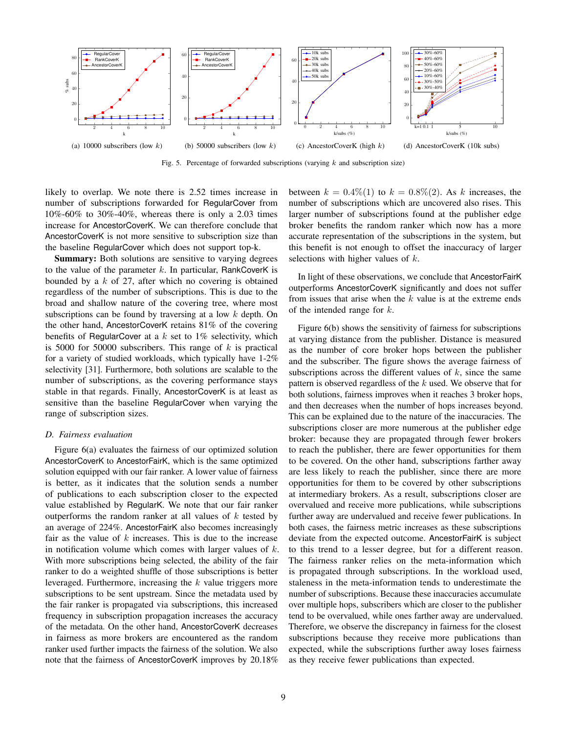(a) 10000 subscribers (low $k$)

(b) 50000 subscribers (low $k$)

(c) AncestorCoverK (high $k$)

(d) AncestorCoverK (10k subs)

Fig. 5. Percentage of forwarded subscriptions (varying $k$ and subscription size)

likely to overlap. We note there is 2.52 times increase in number of subscriptions forwarded for RegularCover from 10%-60% to 30%-40%, whereas there is only a 2.03 times increase for AncestorCoverK. We can therefore conclude that AncestorCoverK is not more sensitive to subscription size than the baseline RegularCover which does not support top-k.

**Summary:** Both solutions are sensitive to varying degrees to the value of the parameter $k$. In particular, RankCoverK is bounded by a $k$ of 27, after which no covering is obtained regardless of the number of subscriptions. This is due to the broad and shallow nature of the covering tree, where most subscriptions can be found by traversing at a low $k$ depth. On the other hand, AncestorCoverK retains 81% of the covering benefits of RegularCover at a $k$ set to 1% selectivity, which is 5000 for 50000 subscribers. This range of $k$ is practical for a variety of studied workloads, which typically have 1-2% selectivity [31]. Furthermore, both solutions are scalable to the number of subscriptions, as the covering performance stays stable in that regards. Finally, AncestorCoverK is at least as sensitive than the baseline RegularCover when varying the range of subscription sizes.

### D. Fairness evaluation

Figure 6(a) evaluates the fairness of our optimized solution AncestorCoverK to AncestorFairK, which is the same optimized solution equipped with our fair ranker. A lower value of fairness is better, as it indicates that the solution sends a number of publications to each subscription closer to the expected value established by RegularK. We note that our fair ranker outperforms the random ranker at all values of $k$ tested by an average of 224%. AncestorFairK also becomes increasingly fair as the value of $k$ increases. This is due to the increase in notification volume which comes with larger values of $k$. With more subscriptions being selected, the ability of the fair ranker to do a weighted shuffle of those subscriptions is better leveraged. Furthermore, increasing the $k$ value triggers more subscriptions to be sent upstream. Since the metadata used by the fair ranker is propagated via subscriptions, this increased frequency in subscription propagation increases the accuracy of the metadata. On the other hand, AncestorCoverK decreases in fairness as more brokers are encountered as the random ranker used further impacts the fairness of the solution. We also note that the fairness of AncestorCoverK improves by 20.18% between $k = 0.4\%(1)$ to $k = 0.8\%(2)$. As $k$ increases, the number of subscriptions which are uncovered also rises. This larger number of subscriptions found at the publisher edge broker benefits the random ranker which now has a more accurate representation of the subscriptions in the system, but this benefit is not enough to offset the inaccuracy of larger selections with higher values of $k$.

In light of these observations, we conclude that AncestorFairK outperforms AncestorCoverK significantly and does not suffer from issues that arise when the $k$ value is at the extreme ends of the intended range for $k$.

Figure 6(b) shows the sensitivity of fairness for subscriptions at varying distance from the publisher. Distance is measured as the number of core broker hops between the publisher and the subscriber. The figure shows the average fairness of subscriptions across the different values of $k$, since the same pattern is observed regardless of the $k$ used. We observe that for both solutions, fairness improves when it reaches 3 broker hops, and then decreases when the number of hops increases beyond. This can be explained due to the nature of the inaccuracies. The subscriptions closer are more numerous at the publisher edge broker: because they are propagated through fewer brokers to reach the publisher, there are fewer opportunities for them to be covered. On the other hand, subscriptions farther away are less likely to reach the publisher, since there are more opportunities for them to be covered by other subscriptions at intermediary brokers. As a result, subscriptions closer are overvalued and receive more publications, while subscriptions further away are undervalued and receive fewer publications. In both cases, the fairness metric increases as these subscriptions deviate from the expected outcome. AncestorFairK is subject to this trend to a lesser degree, but for a different reason. The fairness ranker relies on the meta-information which is propagated through subscriptions. In the workload used, staleness in the meta-information tends to underestimate the number of subscriptions. Because these inaccuracies accumulate over multiple hops, subscribers which are closer to the publisher tend to be overvalued, while ones farther away are undervalued. Therefore, we observe the discrepancy in fairness for the closest subscriptions because they receive more publications than expected, while the subscriptions further away loses fairness as they receive fewer publications than expected.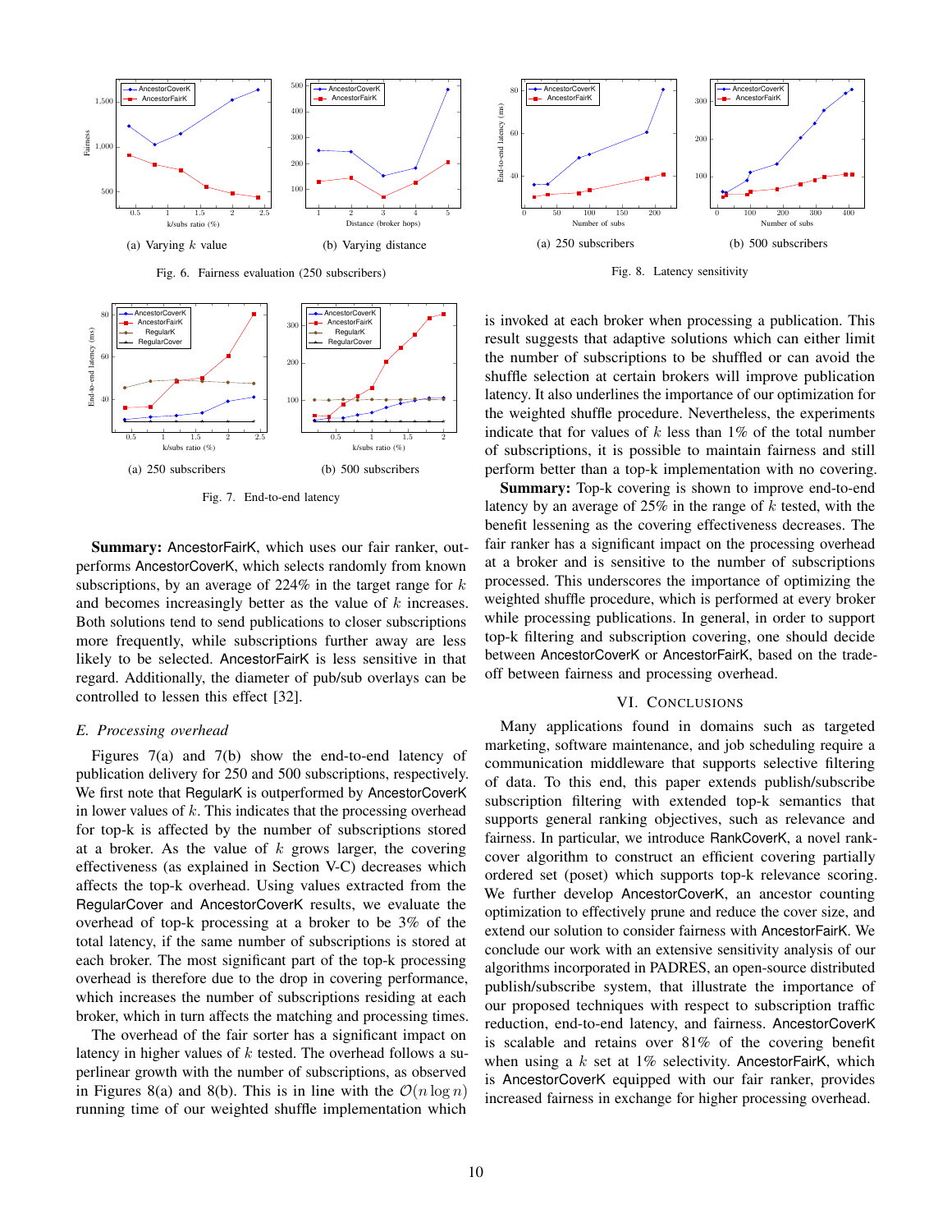(a) Varying $k$ value

(b) Varying distance

Fig. 6. Fairness evaluation (250 subscribers)

(a) 250 subscribers

(b) 500 subscribers

Fig. 7. End-to-end latency

**Summary:** AncestorFairK, which uses our fair ranker, outperforms AncestorCoverK, which selects randomly from known subscriptions, by an average of 224% in the target range for $k$ and becomes increasingly better as the value of $k$ increases. Both solutions tend to send publications to closer subscriptions more frequently, while subscriptions further away are less likely to be selected. AncestorFairK is less sensitive in that regard. Additionally, the diameter of pub/sub overlays can be controlled to lessen this effect [32].

### *E. Processing overhead*

Figures 7(a) and 7(b) show the end-to-end latency of publication delivery for 250 and 500 subscriptions, respectively. We first note that RegularK is outperformed by AncestorCoverK in lower values of $k$. This indicates that the processing overhead for top-k is affected by the number of subscriptions stored at a broker. As the value of $k$ grows larger, the covering effectiveness (as explained in Section V-C) decreases which affects the top-k overhead. Using values extracted from the RegularCover and AncestorCoverK results, we evaluate the overhead of top-k processing at a broker to be 3% of the total latency, if the same number of subscriptions is stored at each broker. The most significant part of the top-k processing overhead is therefore due to the drop in covering performance, which increases the number of subscriptions residing at each broker, which in turn affects the matching and processing times.

The overhead of the fair sorter has a significant impact on latency in higher values of $k$ tested. The overhead follows a superlinear growth with the number of subscriptions, as observed in Figures 8(a) and 8(b). This is in line with the $\mathcal{O}(n \log n)$ running time of our weighted shuffle implementation which is invoked at each broker when processing a publication. This result suggests that adaptive solutions which can either limit the number of subscriptions to be shuffled or can avoid the shuffle selection at certain brokers will improve publication latency. It also underlines the importance of our optimization for the weighted shuffle procedure. Nevertheless, the experiments indicate that for values of $k$ less than 1% of the total number of subscriptions, it is possible to maintain fairness and still perform better than a top-k implementation with no covering.

**Summary:** Top-k covering is shown to improve end-to-end latency by an average of 25% in the range of $k$ tested, with the benefit lessening as the covering effectiveness decreases. The fair ranker has a significant impact on the processing overhead at a broker and is sensitive to the number of subscriptions processed. This underscores the importance of optimizing the weighted shuffle procedure, which is performed at every broker while processing publications. In general, in order to support top-k filtering and subscription covering, one should decide between AncestorCoverK or AncestorFairK, based on the trade-off between fairness and processing overhead.

(a) 250 subscribers

(b) 500 subscribers

Fig. 8. Latency sensitivity

## VI. Conclusions

Many applications found in domains such as targeted marketing, software maintenance, and job scheduling require a communication middleware that supports selective filtering of data. To this end, this paper extends publish/subscribe subscription filtering with extended top-k semantics that supports general ranking objectives, such as relevance and fairness. In particular, we introduce RankCoverK, a novel rank-cover algorithm to construct an efficient covering partially ordered set (poset) which supports top-k relevance scoring. We further develop AncestorCoverK, an ancestor counting optimization to effectively prune and reduce the cover size, and extend our solution to consider fairness with AncestorFairK. We conclude our work with an extensive sensitivity analysis of our algorithms incorporated in PADRES, an open-source distributed publish/subscribe system, that illustrate the importance of our proposed techniques with respect to subscription traffic reduction, end-to-end latency, and fairness. AncestorCoverK is scalable and retains over 81% of the covering benefit when using a $k$ set at 1% selectivity. AncestorFairK, which is AncestorCoverK equipped with our fair ranker, provides increased fairness in exchange for higher processing overhead.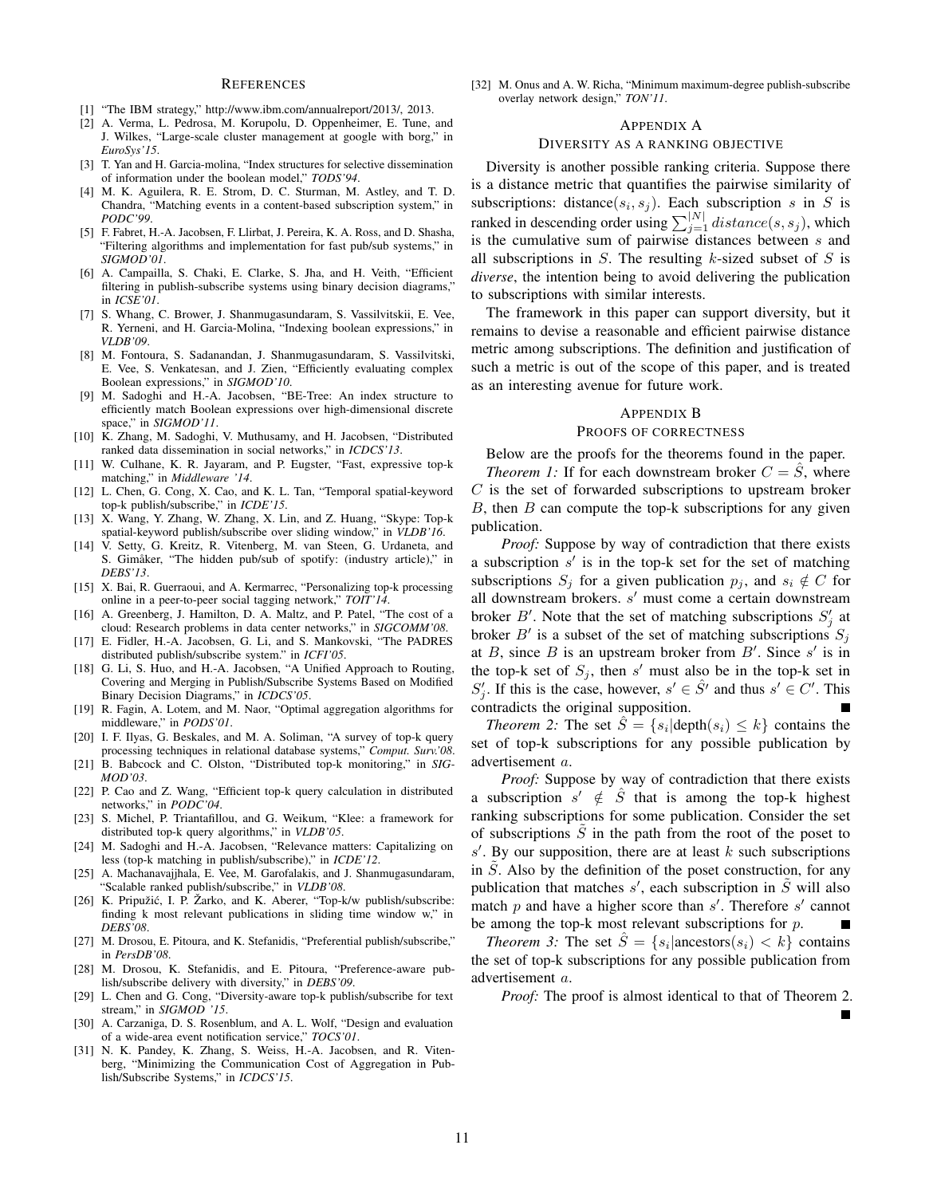## References

[1] "The IBM strategy," http://www.ibm.com/annualreport/2013/, 2013.

[2] A. Verma, L. Pedrosa, M. Korupolu, D. Oppenheimer, E. Tune, and J. Wilkes, "Large-scale cluster management at google with borg," in *EuroSys'15*.

[3] T. Yan and H. Garcia-molina, "Index structures for selective dissemination of information under the boolean model," *TODS'94*.

[4] M. K. Aguilera, R. E. Strom, D. C. Sturman, M. Astley, and T. D. Chandra, "Matching events in a content-based subscription system," in *PODC'99*.

[5] F. Fabret, H.-A. Jacobsen, F. Llirbat, J. Pereira, K. A. Ross, and D. Shasha, "Filtering algorithms and implementation for fast pub/sub systems," in *SIGMOD'01*.

[6] A. Campailla, S. Chaki, E. Clarke, S. Jha, and H. Veith, "Efficient filtering in publish-subscribe systems using binary decision diagrams," in *ICSE'01*.

[7] S. Whang, C. Brower, J. Shanmugasundaram, S. Vassilvitskii, E. Vee, R. Yerneni, and H. Garcia-Molina, "Indexing boolean expressions," in *VLDB'09*.

[8] M. Fontoura, S. Sadanandan, J. Shanmugasundaram, S. Vassilvitski, E. Vee, S. Venkatesan, and J. Zien, "Efficiently evaluating complex Boolean expressions," in *SIGMOD'10*.

[9] M. Sadoghi and H.-A. Jacobsen, "BE-Tree: An index structure to efficiently match Boolean expressions over high-dimensional discrete space," in *SIGMOD'11*.

[10] K. Zhang, M. Sadoghi, V. Muthusamy, and H. Jacobsen, "Distributed ranked data dissemination in social networks," in *ICDCS'13*.

[11] W. Culhane, K. R. Jayaram, and P. Eugster, "Fast, expressive top-k matching," in *Middleware '14*.

[12] L. Chen, G. Cong, X. Cao, and K. L. Tan, "Temporal spatial-keyword top-k publish/subscribe," in *ICDE'15*.

[13] X. Wang, Y. Zhang, W. Zhang, X. Lin, and Z. Huang, "Skype: Top-k spatial-keyword publish/subscribe over sliding window," in *VLDB'16*.

[14] V. Setty, G. Kreitz, R. Vitenberg, M. van Steen, G. Urdaneta, and S. Gimåker, "The hidden pub/sub of spotify: (industry article)," in *DEBS'13*.

[15] X. Bai, R. Guerraoui, and A. Kermarrec, "Personalizing top-k processing online in a peer-to-peer social tagging network," *TOIT'14*.

[16] A. Greenberg, J. Hamilton, D. A. Maltz, and P. Patel, "The cost of a cloud: Research problems in data center networks," in *SIGCOMM'08*.

[17] E. Fidler, H.-A. Jacobsen, G. Li, and S. Mankovski, "The PADRES distributed publish/subscribe system." in *ICFI'05*.

[18] G. Li, S. Huo, and H.-A. Jacobsen, "A Unified Approach to Routing, Covering and Merging in Publish/Subscribe Systems Based on Modified Binary Decision Diagrams," in *ICDCS'05*.

[19] R. Fagin, A. Lotem, and M. Naor, "Optimal aggregation algorithms for middleware," in *PODS'01*.

[20] I. F. Ilyas, G. Beskales, and M. A. Soliman, "A survey of top-k query processing techniques in relational database systems," *Comput. Surv.'08*.

[21] B. Babcock and C. Olston, "Distributed top-k monitoring," in *SIGMOD'03*.

[22] P. Cao and Z. Wang, "Efficient top-k query calculation in distributed networks," in *PODC'04*.

[23] S. Michel, P. Triantafillou, and G. Weikum, "Klee: a framework for distributed top-k query algorithms," in *VLDB'05*.

[24] M. Sadoghi and H.-A. Jacobsen, "Relevance matters: Capitalizing on less (top-k matching in publish/subscribe)," in *ICDE'12*.

[25] A. Machanavajjhala, E. Vee, M. Garofalakis, and J. Shanmugasundaram, "Scalable ranked publish/subscribe," in *VLDB'08*.

[26] K. Pripužić, I. P. Žarko, and K. Aberer, "Top-k/w publish/subscribe: finding k most relevant publications in sliding time window w," in *DEBS'08*.

[27] M. Drosou, E. Pitoura, and K. Stefanidis, "Preferential publish/subscribe," in *PersDB'08*.

[28] M. Drosou, K. Stefanidis, and E. Pitoura, "Preference-aware publish/subscribe delivery with diversity," in *DEBS'09*.

[29] L. Chen and G. Cong, "Diversity-aware top-k publish/subscribe for text stream," in *SIGMOD '15*.

[30] A. Carzaniga, D. S. Rosenblum, and A. L. Wolf, "Design and evaluation of a wide-area event notification service," *TOCS'01*.

[31] N. K. Pandey, K. Zhang, S. Weiss, H.-A. Jacobsen, and R. Vitenberg, "Minimizing the Communication Cost of Aggregation in Publish/Subscribe Systems," in *ICDCS'15*.

[32] M. Onus and A. W. Richa, "Minimum maximum-degree publish-subscribe overlay network design," *TON'11*.

## Appendix A
## Diversity as a ranking objective

Diversity is another possible ranking criteria. Suppose there is a distance metric that quantifies the pairwise similarity of subscriptions: $\text{distance}(s_i, s_j)$. Each subscription $s$ in $S$ is ranked in descending order using $\sum_{j=1}^{|N|} distance(s, s_j)$, which is the cumulative sum of pairwise distances between $s$ and all subscriptions in $S$. The resulting $k$-sized subset of $S$ is *diverse*, the intention being to avoid delivering the publication to subscriptions with similar interests.

The framework in this paper can support diversity, but it remains to devise a reasonable and efficient pairwise distance metric among subscriptions. The definition and justification of such a metric is out of the scope of this paper, and is treated as an interesting avenue for future work.

## Appendix B
## Proofs of correctness

Below are the proofs for the theorems found in the paper.

*Theorem 1:* If for each downstream broker $C = \hat{S}$, where $C$ is the set of forwarded subscriptions to upstream broker $B$, then $B$ can compute the top-k subscriptions for any given publication.

*Proof:* Suppose by way of contradiction that there exists a subscription $s'$ is in the top-k set for the set of matching subscriptions $S_j$ for a given publication $p_j$, and $s_i \notin C$ for all downstream brokers. $s'$ must come a certain downstream broker $B'$. Note that the set of matching subscriptions $S'_j$ at broker $B'$ is a subset of the set of matching subscriptions $S_j$ at $B$, since $B$ is an upstream broker from $B'$. Since $s'$ is in the top-k set of $S_j$, then $s'$ must also be in the top-k set in $S'_j$. If this is the case, however, $s' \in \hat{S}'$ and thus $s' \in C'$. This contradicts the original supposition. ■

*Theorem 2:* The set $\hat{S} = \{s_i | \text{depth}(s_i) \leq k\}$ contains the set of top-k subscriptions for any possible publication by advertisement $a$.

*Proof:* Suppose by way of contradiction that there exists a subscription $s' \notin \hat{S}$ that is among the top-k highest ranking subscriptions for some publication. Consider the set of subscriptions $\tilde{S}$ in the path from the root of the poset to $s'$. By our supposition, there are at least $k$ such subscriptions in $\tilde{S}$. Also by the definition of the poset construction, for any publication that matches $s'$, each subscription in $\tilde{S}$ will also match $p$ and have a higher score than $s'$. Therefore $s'$ cannot be among the top-k most relevant subscriptions for $p$. ■

*Theorem 3:* The set $\hat{S} = \{s_i | \text{ancestors}(s_i) < k\}$ contains the set of top-k subscriptions for any possible publication from advertisement $a$.

*Proof:* The proof is almost identical to that of Theorem 2. ■